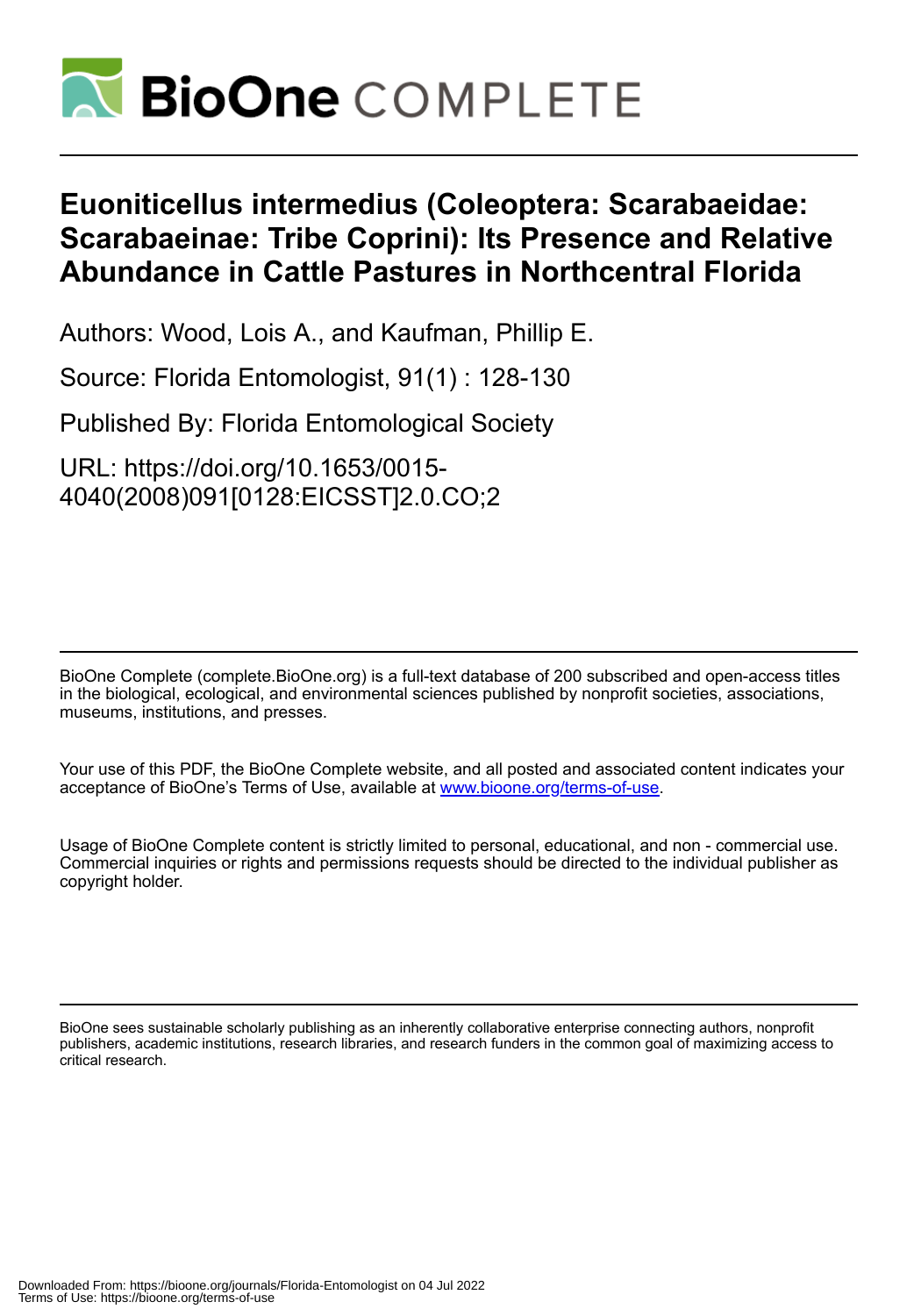# Euoniticellus intermedius (Coleoptera: Scarabaeidae: Scarabaeinae: Tribe Coprini): Its Presence and Relative Abundance in Cattle Pastures in Northcentral Florida

Authors: Wood, Lois A., and Kaufman, Phillip E.

Source: Florida Entomologist, 91(1) : 128-130

Published By: Florida Entomological Society

URL: https://doi.org/10.1653/0015-4040(2008)091[0128:EICSST]2.0.CO;2

BioOne Complete (complete.BioOne.org) is a full-text database of 200 subscribed and open-access titles in the biological, ecological, and environmental sciences published by nonprofit societies, associations, museums, institutions, and presses.

Your use of this PDF, the BioOne Complete website, and all posted and associated content indicates your acceptance of BioOne's Terms of Use, available at www.bioone.org/terms-of-use.

Usage of BioOne Complete content is strictly limited to personal, educational, and non - commercial use. Commercial inquiries or rights and permissions requests should be directed to the individual publisher as copyright holder.

BioOne sees sustainable scholarly publishing as an inherently collaborative enterprise connecting authors, nonprofit publishers, academic institutions, research libraries, and research funders in the common goal of maximizing access to critical research.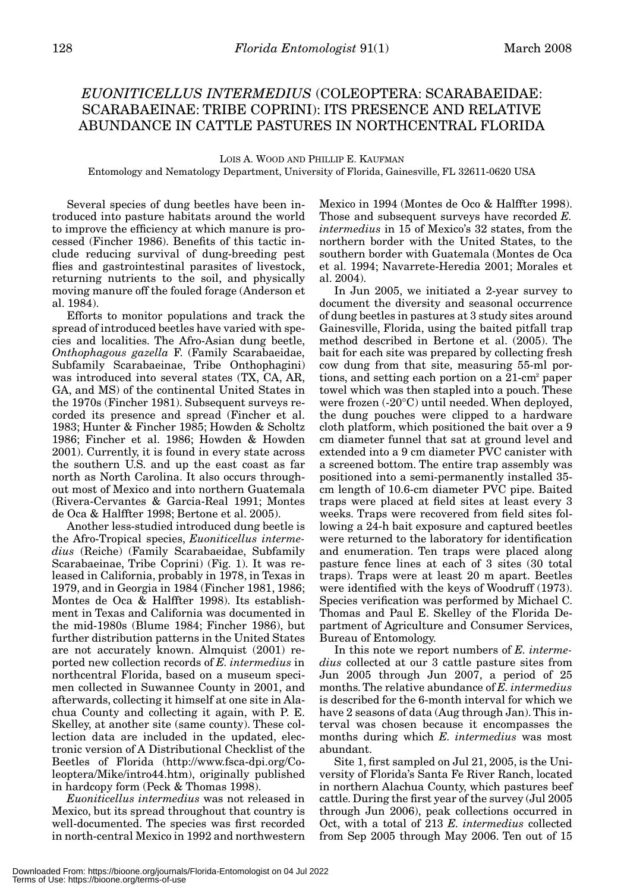# *EUONITICELLUS INTERMEDIUS* (COLEOPTERA: SCARABAEIDAE: SCARABAEINAE: TRIBE COPRINI): ITS PRESENCE AND RELATIVE ABUNDANCE IN CATTLE PASTURES IN NORTHCENTRAL FLORIDA

LOIS A. WOOD AND PHILLIP E. KAUFMAN

Entomology and Nematology Department, University of Florida, Gainesville, FL 32611-0620 USA

Several species of dung beetles have been introduced into pasture habitats around the world to improve the efficiency at which manure is processed (Fincher 1986). Benefits of this tactic include reducing survival of dung-breeding pest flies and gastrointestinal parasites of livestock, returning nutrients to the soil, and physically moving manure off the fouled forage (Anderson et al. 1984).

Efforts to monitor populations and track the spread of introduced beetles have varied with species and localities. The Afro-Asian dung beetle, *Onthophagous gazella* F. (Family Scarabaeidae, Subfamily Scarabaeinae, Tribe Onthophagini) was introduced into several states (TX, CA, AR, GA, and MS) of the continental United States in the 1970s (Fincher 1981). Subsequent surveys recorded its presence and spread (Fincher et al. 1983; Hunter & Fincher 1985; Howden & Scholtz 1986; Fincher et al. 1986; Howden & Howden 2001). Currently, it is found in every state across the southern U.S. and up the east coast as far north as North Carolina. It also occurs throughout most of Mexico and into northern Guatemala (Rivera-Cervantes & Garcia-Real 1991; Montes de Oca & Halffter 1998; Bertone et al. 2005).

Another less-studied introduced dung beetle is the Afro-Tropical species, *Euoniticellus intermedius* (Reiche) (Family Scarabaeidae, Subfamily Scarabaeinae, Tribe Coprini) (Fig. 1). It was released in California, probably in 1978, in Texas in 1979, and in Georgia in 1984 (Fincher 1981, 1986; Montes de Oca & Halffter 1998). Its establishment in Texas and California was documented in the mid-1980s (Blume 1984; Fincher 1986), but further distribution patterns in the United States are not accurately known. Almquist (2001) reported new collection records of *E. intermedius* in northcentral Florida, based on a museum specimen collected in Suwannee County in 2001, and afterwards, collecting it himself at one site in Alachua County and collecting it again, with P. E. Skelley, at another site (same county). These collection data are included in the updated, electronic version of A Distributional Checklist of the Beetles of Florida (http://www.fsca-dpi.org/Coleoptera/Mike/intro44.htm), originally published in hardcopy form (Peck & Thomas 1998).

*Euoniticellus intermedius* was not released in Mexico, but its spread throughout that country is well-documented. The species was first recorded in north-central Mexico in 1992 and northwestern Mexico in 1994 (Montes de Oco & Halffter 1998). Those and subsequent surveys have recorded *E. intermedius* in 15 of Mexico's 32 states, from the northern border with the United States, to the southern border with Guatemala (Montes de Oca et al. 1994; Navarrete-Heredia 2001; Morales et al. 2004).

In Jun 2005, we initiated a 2-year survey to document the diversity and seasonal occurrence of dung beetles in pastures at 3 study sites around Gainesville, Florida, using the baited pitfall trap method described in Bertone et al. (2005). The bait for each site was prepared by collecting fresh cow dung from that site, measuring 55-ml portions, and setting each portion on a 21-cm$^2$ paper towel which was then stapled into a pouch. These were frozen (-20°C) until needed. When deployed, the dung pouches were clipped to a hardware cloth platform, which positioned the bait over a 9 cm diameter funnel that sat at ground level and extended into a 9 cm diameter PVC canister with a screened bottom. The entire trap assembly was positioned into a semi-permanently installed 35-cm length of 10.6-cm diameter PVC pipe. Baited traps were placed at field sites at least every 3 weeks. Traps were recovered from field sites following a 24-h bait exposure and captured beetles were returned to the laboratory for identification and enumeration. Ten traps were placed along pasture fence lines at each of 3 sites (30 total traps). Traps were at least 20 m apart. Beetles were identified with the keys of Woodruff (1973). Species verification was performed by Michael C. Thomas and Paul E. Skelley of the Florida Department of Agriculture and Consumer Services, Bureau of Entomology.

In this note we report numbers of *E. intermedius* collected at our 3 cattle pasture sites from Jun 2005 through Jun 2007, a period of 25 months. The relative abundance of *E. intermedius* is described for the 6-month interval for which we have 2 seasons of data (Aug through Jan). This interval was chosen because it encompasses the months during which *E. intermedius* was most abundant.

Site 1, first sampled on Jul 21, 2005, is the University of Florida's Santa Fe River Ranch, located in northern Alachua County, which pastures beef cattle. During the first year of the survey (Jul 2005 through Jun 2006), peak collections occurred in Oct, with a total of 213 *E. intermedius* collected from Sep 2005 through May 2006. Ten out of 15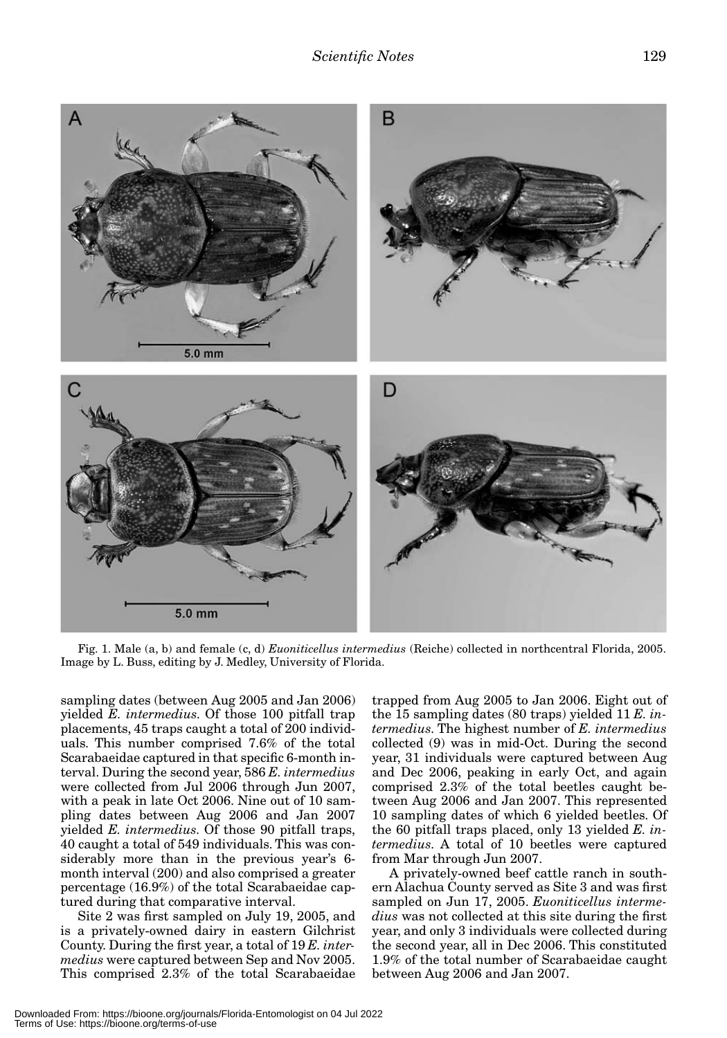Fig. 1. Male (a, b) and female (c, d) *Euoniticellus intermedius* (Reiche) collected in northcentral Florida, 2005. Image by L. Buss, editing by J. Medley, University of Florida.

sampling dates (between Aug 2005 and Jan 2006) yielded *E. intermedius*. Of those 100 pitfall trap placements, 45 traps caught a total of 200 individuals. This number comprised 7.6% of the total Scarabaeidae captured in that specific 6-month interval. During the second year, 586 *E. intermedius* were collected from Jul 2006 through Jun 2007, with a peak in late Oct 2006. Nine out of 10 sampling dates between Aug 2006 and Jan 2007 yielded *E. intermedius*. Of those 90 pitfall traps, 40 caught a total of 549 individuals. This was considerably more than in the previous year's 6-month interval (200) and also comprised a greater percentage (16.9%) of the total Scarabaeidae captured during that comparative interval.

Site 2 was first sampled on July 19, 2005, and is a privately-owned dairy in eastern Gilchrist County. During the first year, a total of 19 *E. intermedius* were captured between Sep and Nov 2005. This comprised 2.3% of the total Scarabaeidae trapped from Aug 2005 to Jan 2006. Eight out of the 15 sampling dates (80 traps) yielded 11 *E. intermedius*. The highest number of *E. intermedius* collected (9) was in mid-Oct. During the second year, 31 individuals were captured between Aug and Dec 2006, peaking in early Oct, and again comprised 2.3% of the total beetles caught between Aug 2006 and Jan 2007. This represented 10 sampling dates of which 6 yielded beetles. Of the 60 pitfall traps placed, only 13 yielded *E. intermedius*. A total of 10 beetles were captured from Mar through Jun 2007.

A privately-owned beef cattle ranch in southern Alachua County served as Site 3 and was first sampled on Jun 17, 2005. *Euoniticellus intermedius* was not collected at this site during the first year, and only 3 individuals were collected during the second year, all in Dec 2006. This constituted 1.9% of the total number of Scarabaeidae caught between Aug 2006 and Jan 2007.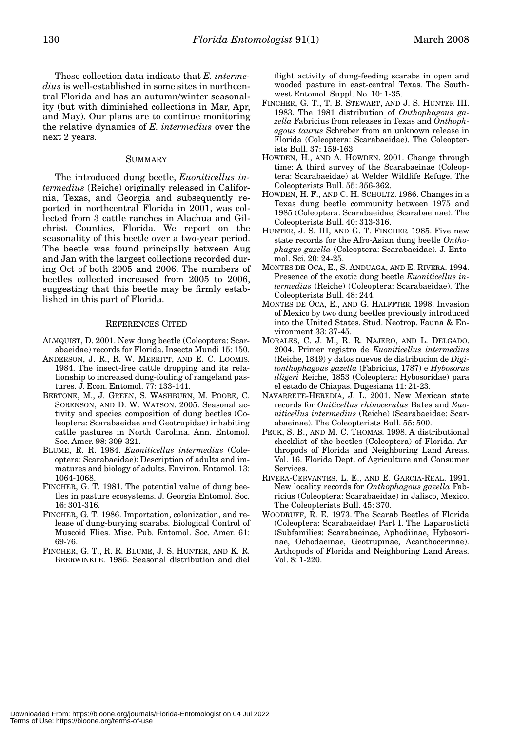These collection data indicate that *E. intermedius* is well-established in some sites in northcentral Florida and has an autumn/winter seasonality (but with diminished collections in Mar, Apr, and May). Our plans are to continue monitoring the relative dynamics of *E. intermedius* over the next 2 years.

## SUMMARY

The introduced dung beetle, *Euoniticellus intermedius* (Reiche) originally released in California, Texas, and Georgia and subsequently reported in northcentral Florida in 2001, was collected from 3 cattle ranches in Alachua and Gilchrist Counties, Florida. We report on the seasonality of this beetle over a two-year period. The beetle was found principally between Aug and Jan with the largest collections recorded during Oct of both 2005 and 2006. The numbers of beetles collected increased from 2005 to 2006, suggesting that this beetle may be firmly established in this part of Florida.

## REFERENCES CITED

ALMQUIST, D. 2001. New dung beetle (Coleoptera: Scarabaeidae) records for Florida. Insecta Mundi 15: 150.

ANDERSON, J. R., R. W. MERRITT, AND E. C. LOOMIS. 1984. The insect-free cattle dropping and its relationship to increased dung-fouling of rangeland pastures. J. Econ. Entomol. 77: 133-141.

BERTONE, M., J. GREEN, S. WASHBURN, M. POORE, C. SORENSON, AND D. W. WATSON. 2005. Seasonal activity and species composition of dung beetles (Coleoptera: Scarabaeidae and Geotrupidae) inhabiting cattle pastures in North Carolina. Ann. Entomol. Soc. Amer. 98: 309-321.

BLUME, R. R. 1984. *Euoniticellus intermedius* (Coleoptera: Scarabaeidae): Description of adults and immatures and biology of adults. Environ. Entomol. 13: 1064-1068.

FINCHER, G. T. 1981. The potential value of dung beetles in pasture ecosystems. J. Georgia Entomol. Soc. 16: 301-316.

FINCHER, G. T. 1986. Importation, colonization, and release of dung-burying scarabs. Biological Control of Muscoid Flies. Misc. Pub. Entomol. Soc. Amer. 61: 69-76.

FINCHER, G. T., R. R. BLUME, J. S. HUNTER, AND K. R. BEERWINKLE. 1986. Seasonal distribution and diel flight activity of dung-feeding scarabs in open and wooded pasture in east-central Texas. The Southwest Entomol. Suppl. No. 10: 1-35.

FINCHER, G. T., T. B. STEWART, AND J. S. HUNTER III. 1983. The 1981 distribution of *Onthophagous gazella* Fabricius from releases in Texas and *Onthophagous taurus* Schreber from an unknown release in Florida (Coleoptera: Scarabaeidae). The Coleopterists Bull. 37: 159-163.

HOWDEN, H., AND A. HOWDEN. 2001. Change through time: A third survey of the Scarabaeinae (Coleoptera: Scarabaeidae) at Welder Wildlife Refuge. The Coleopterists Bull. 55: 356-362.

HOWDEN, H. F., AND C. H. SCHOLTZ. 1986. Changes in a Texas dung beetle community between 1975 and 1985 (Coleoptera: Scarabaeidae, Scarabaeinae). The Coleopterists Bull. 40: 313-316.

HUNTER, J. S. III, AND G. T. FINCHER. 1985. Five new state records for the Afro-Asian dung beetle *Onthophagus gazella* (Coleoptera: Scarabaeidae). J. Entomol. Sci. 20: 24-25.

MONTES DE OCA, E., S. ANDUAGA, AND E. RIVERA. 1994. Presence of the exotic dung beetle *Euoniticellus intermedius* (Reiche) (Coleoptera: Scarabaeidae). The Coleopterists Bull. 48: 244.

MONTES DE OCA, E., AND G. HALFFTER. 1998. Invasion of Mexico by two dung beetles previously introduced into the United States. Stud. Neotrop. Fauna & Environment 33: 37-45.

MORALES, C. J. M., R. R. NAJERO, AND L. DELGADO. 2004. Primer registro de *Euoniticellus intermedius* (Reiche, 1849) y datos nuevos de distribucion de *Digitonthophagous gazella* (Fabricius, 1787) e *Hybosorus illigeri* Reiche, 1853 (Coleoptera: Hybosoridae) para el estado de Chiapas. Dugesiana 11: 21-23.

NAVARRETE-HEREDIA, J. L. 2001. New Mexican state records for *Oniticellus rhinocerulus* Bates and *Euoniticellus intermedius* (Reiche) (Scarabaeidae: Scarabaeinae). The Coleopterists Bull. 55: 500.

PECK, S. B., AND M. C. THOMAS. 1998. A distributional checklist of the beetles (Coleoptera) of Florida. Arthropods of Florida and Neighboring Land Areas. Vol. 16. Florida Dept. of Agriculture and Consumer Services.

RIVERA-CERVANTES, L. E., AND E. GARCIA-REAL. 1991. New locality records for *Onthophagous gazella* Fabricius (Coleoptera: Scarabaeidae) in Jalisco, Mexico. The Coleopterists Bull. 45: 370.

WOODRUFF, R. E. 1973. The Scarab Beetles of Florida (Coleoptera: Scarabaeidae) Part I. The Laparosticti (Subfamilies: Scarabaeinae, Aphodiinae, Hybosorinae, Ochodaeinae, Geotrupinae, Acanthocerinae). Arthopods of Florida and Neighboring Land Areas. Vol. 8: 1-220.